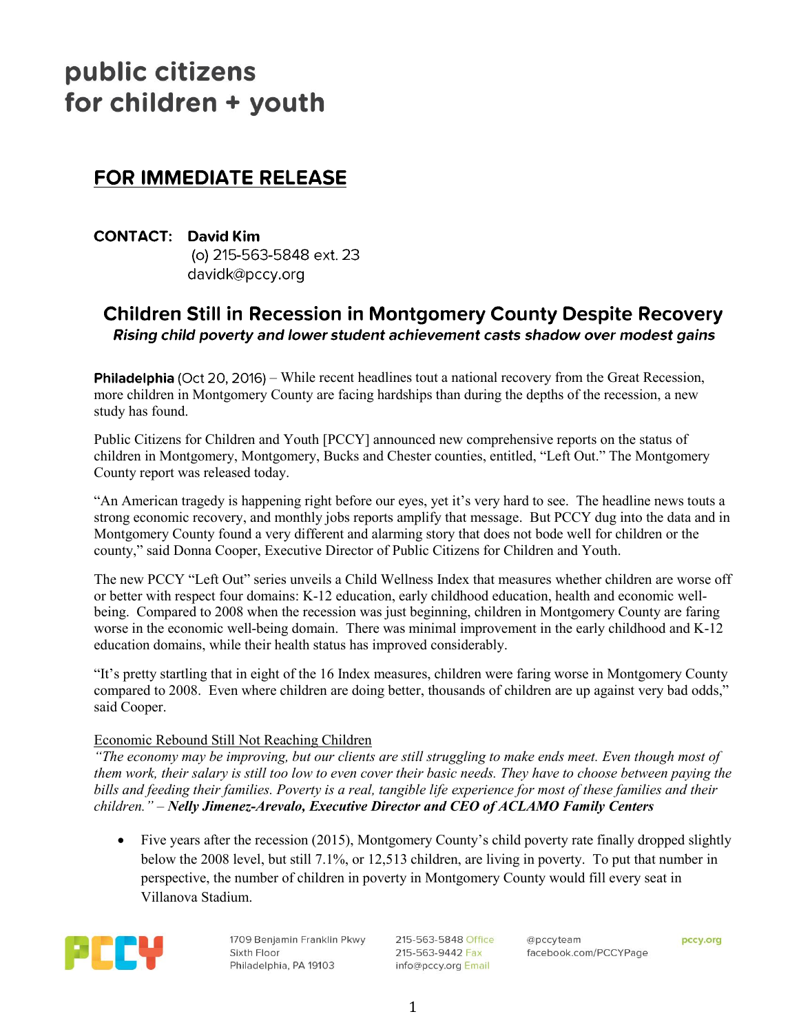public citizens
for children + youth

## FOR IMMEDIATE RELEASE

**CONTACT:** **David Kim**
(o) 215-563-5848 ext. 23
davidk@pccy.org

# Children Still in Recession in Montgomery County Despite Recovery

***Rising child poverty and lower student achievement casts shadow over modest gains***

**Philadelphia** (Oct 20, 2016) – While recent headlines tout a national recovery from the Great Recession, more children in Montgomery County are facing hardships than during the depths of the recession, a new study has found.

Public Citizens for Children and Youth [PCCY] announced new comprehensive reports on the status of children in Montgomery, Montgomery, Bucks and Chester counties, entitled, "Left Out." The Montgomery County report was released today.

"An American tragedy is happening right before our eyes, yet it's very hard to see. The headline news touts a strong economic recovery, and monthly jobs reports amplify that message. But PCCY dug into the data and in Montgomery County found a very different and alarming story that does not bode well for children or the county," said Donna Cooper, Executive Director of Public Citizens for Children and Youth.

The new PCCY "Left Out" series unveils a Child Wellness Index that measures whether children are worse off or better with respect four domains: K-12 education, early childhood education, health and economic well-being. Compared to 2008 when the recession was just beginning, children in Montgomery County are faring worse in the economic well-being domain. There was minimal improvement in the early childhood and K-12 education domains, while their health status has improved considerably.

"It's pretty startling that in eight of the 16 Index measures, children were faring worse in Montgomery County compared to 2008. Even where children are doing better, thousands of children are up against very bad odds," said Cooper.

<u>Economic Rebound Still Not Reaching Children</u>

*"The economy may be improving, but our clients are still struggling to make ends meet. Even though most of them work, their salary is still too low to even cover their basic needs. They have to choose between paying the bills and feeding their families. Poverty is a real, tangible life experience for most of these families and their children."* – ***Nelly Jimenez-Arevalo, Executive Director and CEO of ACLAMO Family Centers***

- Five years after the recession (2015), Montgomery County's child poverty rate finally dropped slightly below the 2008 level, but still 7.1%, or 12,513 children, are living in poverty. To put that number in perspective, the number of children in poverty in Montgomery County would fill every seat in Villanova Stadium.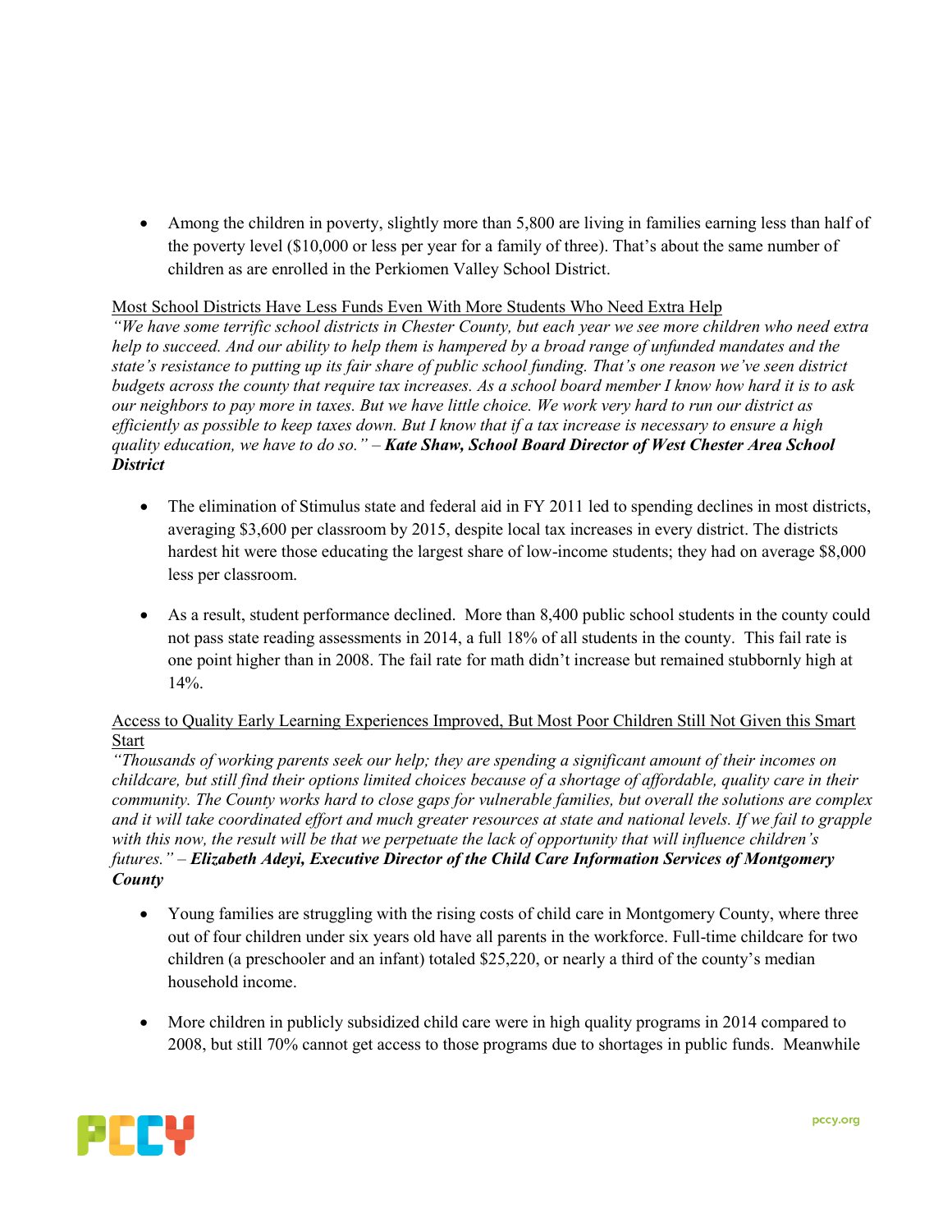- Among the children in poverty, slightly more than 5,800 are living in families earning less than half of the poverty level ($10,000 or less per year for a family of three). That's about the same number of children as are enrolled in the Perkiomen Valley School District.

<u>Most School Districts Have Less Funds Even With More Students Who Need Extra Help</u>

*"We have some terrific school districts in Chester County, but each year we see more children who need extra help to succeed. And our ability to help them is hampered by a broad range of unfunded mandates and the state's resistance to putting up its fair share of public school funding. That's one reason we've seen district budgets across the county that require tax increases. As a school board member I know how hard it is to ask our neighbors to pay more in taxes. But we have little choice. We work very hard to run our district as efficiently as possible to keep taxes down. But I know that if a tax increase is necessary to ensure a high quality education, we have to do so."* – ***Kate Shaw, School Board Director of West Chester Area School District***

- The elimination of Stimulus state and federal aid in FY 2011 led to spending declines in most districts, averaging $3,600 per classroom by 2015, despite local tax increases in every district. The districts hardest hit were those educating the largest share of low-income students; they had on average $8,000 less per classroom.

- As a result, student performance declined. More than 8,400 public school students in the county could not pass state reading assessments in 2014, a full 18% of all students in the county. This fail rate is one point higher than in 2008. The fail rate for math didn't increase but remained stubbornly high at 14%.

<u>Access to Quality Early Learning Experiences Improved, But Most Poor Children Still Not Given this Smart Start</u>

*"Thousands of working parents seek our help; they are spending a significant amount of their incomes on childcare, but still find their options limited choices because of a shortage of affordable, quality care in their community. The County works hard to close gaps for vulnerable families, but overall the solutions are complex and it will take coordinated effort and much greater resources at state and national levels. If we fail to grapple with this now, the result will be that we perpetuate the lack of opportunity that will influence children's futures."* – ***Elizabeth Adeyi, Executive Director of the Child Care Information Services of Montgomery County***

- Young families are struggling with the rising costs of child care in Montgomery County, where three out of four children under six years old have all parents in the workforce. Full-time childcare for two children (a preschooler and an infant) totaled $25,220, or nearly a third of the county's median household income.

- More children in publicly subsidized child care were in high quality programs in 2014 compared to 2008, but still 70% cannot get access to those programs due to shortages in public funds. Meanwhile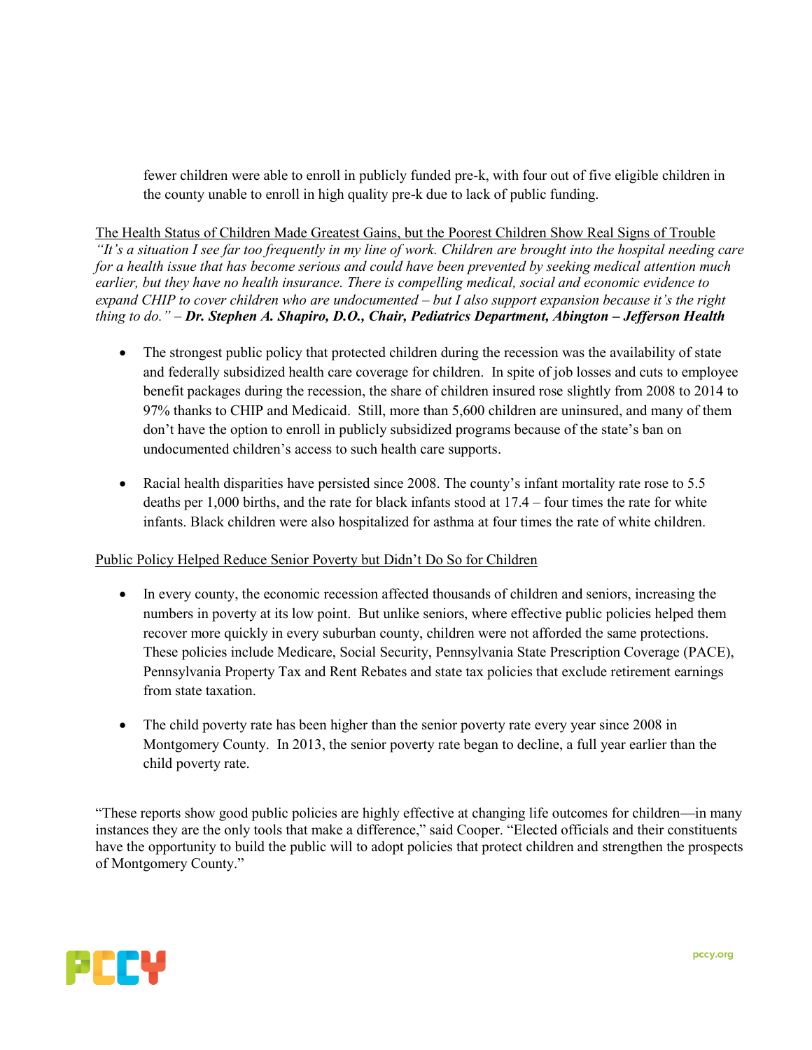fewer children were able to enroll in publicly funded pre-k, with four out of five eligible children in the county unable to enroll in high quality pre-k due to lack of public funding.

<u>The Health Status of Children Made Greatest Gains, but the Poorest Children Show Real Signs of Trouble</u>

*"It's a situation I see far too frequently in my line of work. Children are brought into the hospital needing care for a health issue that has become serious and could have been prevented by seeking medical attention much earlier, but they have no health insurance. There is compelling medical, social and economic evidence to expand CHIP to cover children who are undocumented – but I also support expansion because it's the right thing to do."* – ***Dr. Stephen A. Shapiro, D.O., Chair, Pediatrics Department, Abington – Jefferson Health***

- The strongest public policy that protected children during the recession was the availability of state and federally subsidized health care coverage for children. In spite of job losses and cuts to employee benefit packages during the recession, the share of children insured rose slightly from 2008 to 2014 to 97% thanks to CHIP and Medicaid. Still, more than 5,600 children are uninsured, and many of them don't have the option to enroll in publicly subsidized programs because of the state's ban on undocumented children's access to such health care supports.

- Racial health disparities have persisted since 2008. The county's infant mortality rate rose to 5.5 deaths per 1,000 births, and the rate for black infants stood at 17.4 – four times the rate for white infants. Black children were also hospitalized for asthma at four times the rate of white children.

<u>Public Policy Helped Reduce Senior Poverty but Didn't Do So for Children</u>

- In every county, the economic recession affected thousands of children and seniors, increasing the numbers in poverty at its low point. But unlike seniors, where effective public policies helped them recover more quickly in every suburban county, children were not afforded the same protections. These policies include Medicare, Social Security, Pennsylvania State Prescription Coverage (PACE), Pennsylvania Property Tax and Rent Rebates and state tax policies that exclude retirement earnings from state taxation.

- The child poverty rate has been higher than the senior poverty rate every year since 2008 in Montgomery County. In 2013, the senior poverty rate began to decline, a full year earlier than the child poverty rate.

"These reports show good public policies are highly effective at changing life outcomes for children—in many instances they are the only tools that make a difference," said Cooper. "Elected officials and their constituents have the opportunity to build the public will to adopt policies that protect children and strengthen the prospects of Montgomery County."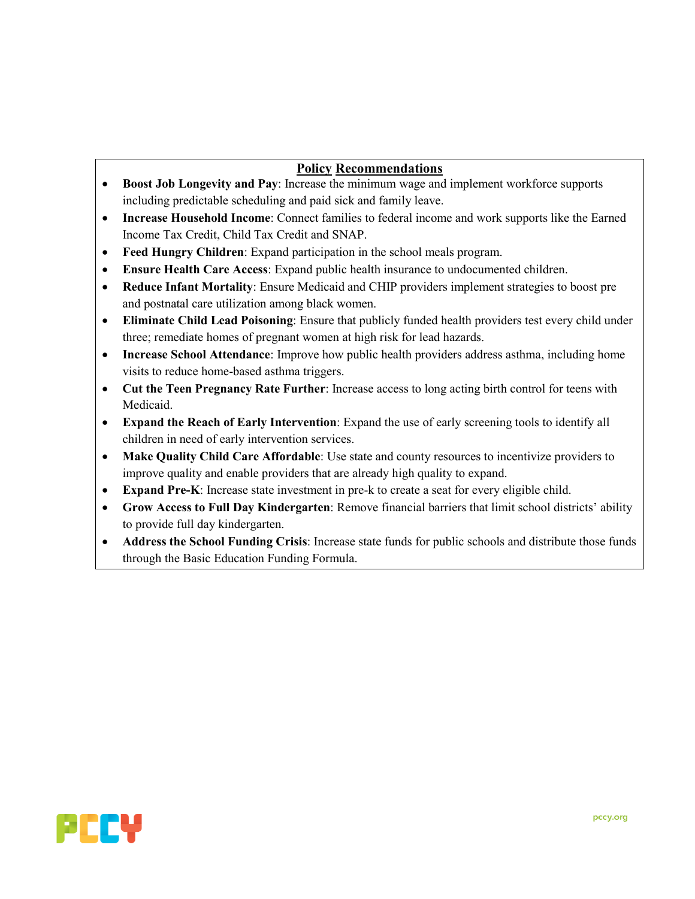## Policy Recommendations

- **Boost Job Longevity and Pay**: Increase the minimum wage and implement workforce supports including predictable scheduling and paid sick and family leave.
- **Increase Household Income**: Connect families to federal income and work supports like the Earned Income Tax Credit, Child Tax Credit and SNAP.
- **Feed Hungry Children**: Expand participation in the school meals program.
- **Ensure Health Care Access**: Expand public health insurance to undocumented children.
- **Reduce Infant Mortality**: Ensure Medicaid and CHIP providers implement strategies to boost pre and postnatal care utilization among black women.
- **Eliminate Child Lead Poisoning**: Ensure that publicly funded health providers test every child under three; remediate homes of pregnant women at high risk for lead hazards.
- **Increase School Attendance**: Improve how public health providers address asthma, including home visits to reduce home-based asthma triggers.
- **Cut the Teen Pregnancy Rate Further**: Increase access to long acting birth control for teens with Medicaid.
- **Expand the Reach of Early Intervention**: Expand the use of early screening tools to identify all children in need of early intervention services.
- **Make Quality Child Care Affordable**: Use state and county resources to incentivize providers to improve quality and enable providers that are already high quality to expand.
- **Expand Pre-K**: Increase state investment in pre-k to create a seat for every eligible child.
- **Grow Access to Full Day Kindergarten**: Remove financial barriers that limit school districts' ability to provide full day kindergarten.
- **Address the School Funding Crisis**: Increase state funds for public schools and distribute those funds through the Basic Education Funding Formula.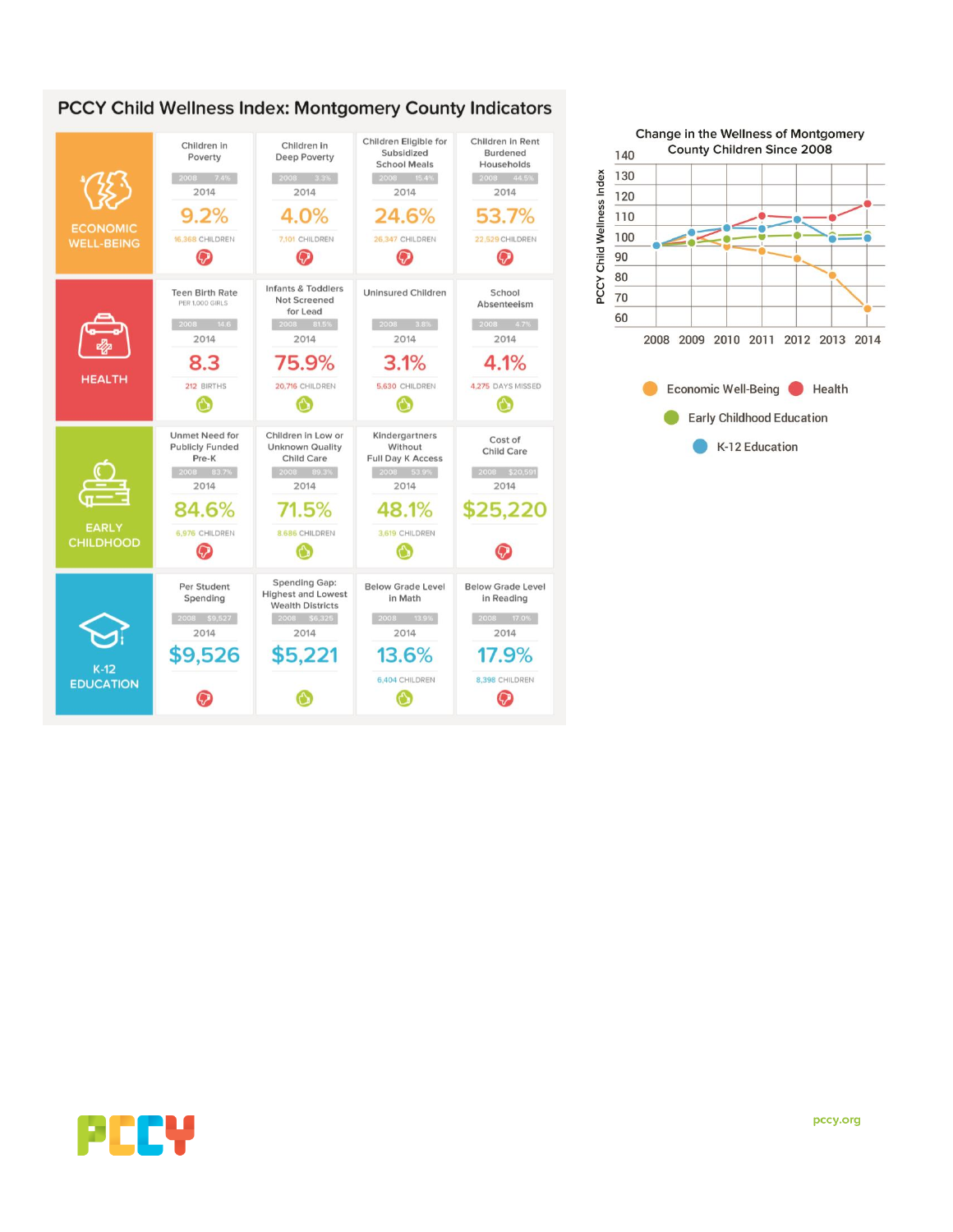## PCCY Child Wellness Index: Montgomery County Indicators

| | | | | |
|---|---|---|---|---|
| **ECONOMIC WELL-BEING** | Children in Poverty<br>2008 7.4%<br>2014<br>**9.2%**<br>16,368 CHILDREN | Children in Deep Poverty<br>2008 3.3%<br>2014<br>**4.0%**<br>7,101 CHILDREN | Children Eligible for Subsidized School Meals<br>2008 15.4%<br>2014<br>**24.6%**<br>26,347 CHILDREN | Children in Rent Burdened Households<br>2008 44.5%<br>2014<br>**53.7%**<br>22,529 CHILDREN |
| **HEALTH** | Teen Birth Rate PER 1,000 GIRLS<br>2008 14.6<br>2014<br>**8.3**<br>212 BIRTHS | Infants & Toddlers Not Screened for Lead<br>2008 81.5%<br>2014<br>**75.9%**<br>20,716 CHILDREN | Uninsured Children<br>2008 3.8%<br>2014<br>**3.1%**<br>5,630 CHILDREN | School Absenteeism<br>2008 4.7%<br>2014<br>**4.1%**<br>4,275 DAYS MISSED |
| **EARLY CHILDHOOD** | Unmet Need for Publicly Funded Pre-K<br>2008 83.7%<br>2014<br>**84.6%**<br>6,976 CHILDREN | Children in Low or Unknown Quality Child Care<br>2008 89.3%<br>2014<br>**71.5%**<br>8,686 CHILDREN | Kindergartners Without Full Day K Access<br>2008 53.9%<br>2014<br>**48.1%**<br>3,619 CHILDREN | Cost of Child Care<br>2008 $20,591<br>2014<br>**$25,220** |
| **K-12 EDUCATION** | Per Student Spending<br>2008 $9,527<br>2014<br>**$9,526** | Spending Gap: Highest and Lowest Wealth Districts<br>2008 $6,325<br>2014<br>**$5,221** | Below Grade Level in Math<br>2008 13.9%<br>2014<br>**13.6%**<br>6,404 CHILDREN | Below Grade Level in Reading<br>2008 17.0%<br>2014<br>**17.9%**<br>8,398 CHILDREN |

Change in the Wellness of Montgomery County Children Since 2008

PCCY Child Wellness Index

140
130
120
110
100
90
80
70
60

2008 2009 2010 2011 2012 2013 2014

Economic Well-Being
Health
Early Childhood Education
K-12 Education

pccy.org